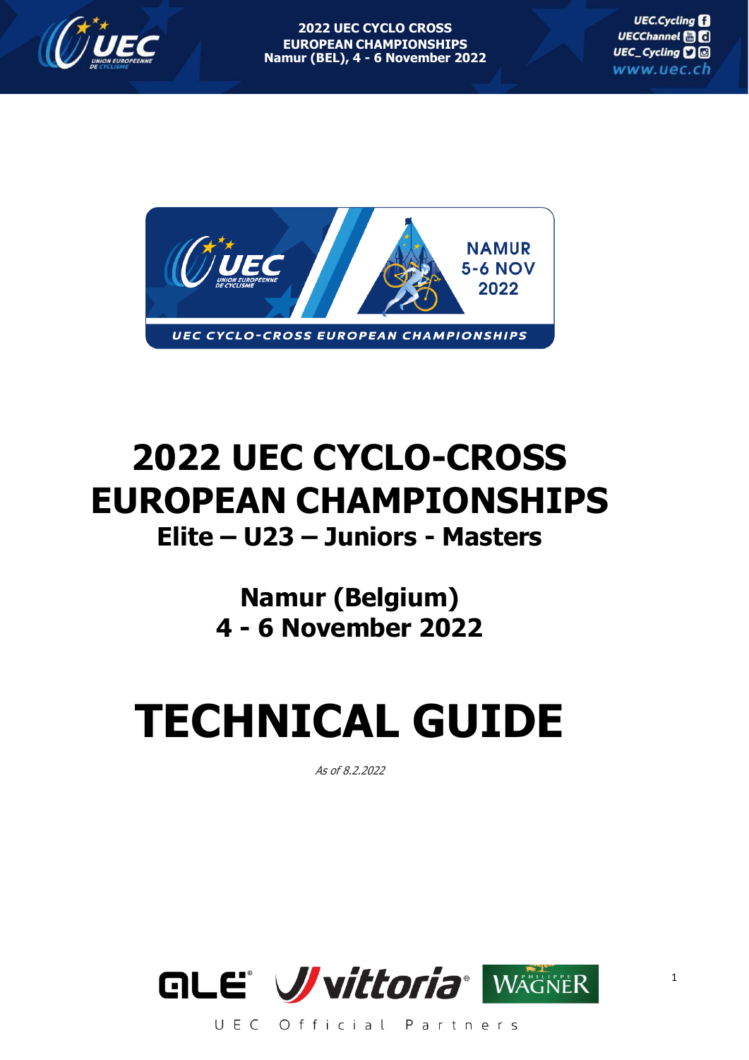# 2022 UEC CYCLO-CROSS EUROPEAN CHAMPIONSHIPS

## Elite – U23 – Juniors - Masters

## Namur (Belgium)
## 4 - 6 November 2022

# TECHNICAL GUIDE

*As of 8.2.2022*

UEC Official Partners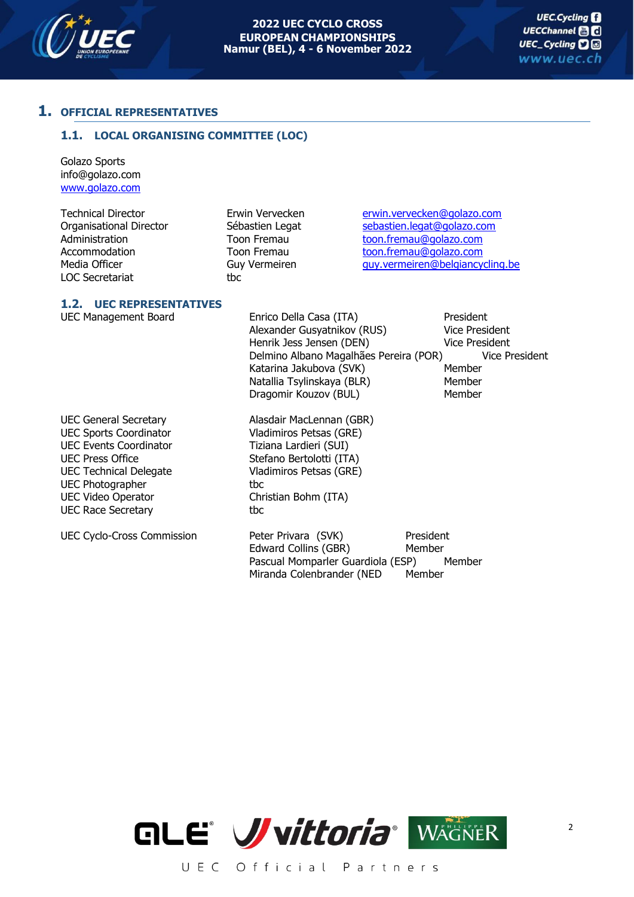# 1. OFFICIAL REPRESENTATIVES

## 1.1. LOCAL ORGANISING COMMITTEE (LOC)

Golazo Sports
info@golazo.com
www.golazo.com

| | | |
|---|---|---|
| Technical Director | Erwin Vervecken | erwin.vervecken@golazo.com |
| Organisational Director | Sébastien Legat | sebastien.legat@golazo.com |
| Administration | Toon Fremau | toon.fremau@golazo.com |
| Accommodation | Toon Fremau | toon.fremau@golazo.com |
| Media Officer | Guy Vermeiren | guy.vermeiren@belgiancycling.be |
| LOC Secretariat | tbc | |

## 1.2. UEC REPRESENTATIVES

| | | |
|---|---|---|
| UEC Management Board | Enrico Della Casa (ITA) | President |
| | Alexander Gusyatnikov (RUS) | Vice President |
| | Henrik Jess Jensen (DEN) | Vice President |
| | Delmino Albano Magalhães Pereira (POR) | Vice President |
| | Katarina Jakubova (SVK) | Member |
| | Natallia Tsylinskaya (BLR) | Member |
| | Dragomir Kouzov (BUL) | Member |

| | |
|---|---|
| UEC General Secretary | Alasdair MacLennan (GBR) |
| UEC Sports Coordinator | Vladimiros Petsas (GRE) |
| UEC Events Coordinator | Tiziana Lardieri (SUI) |
| UEC Press Office | Stefano Bertolotti (ITA) |
| UEC Technical Delegate | Vladimiros Petsas (GRE) |
| UEC Photographer | tbc |
| UEC Video Operator | Christian Bohm (ITA) |
| UEC Race Secretary | tbc |

| | | |
|---|---|---|
| UEC Cyclo-Cross Commission | Peter Privara (SVK) | President |
| | Edward Collins (GBR) | Member |
| | Pascual Momparler Guardiola (ESP) | Member |
| | Miranda Colenbrander (NED | Member |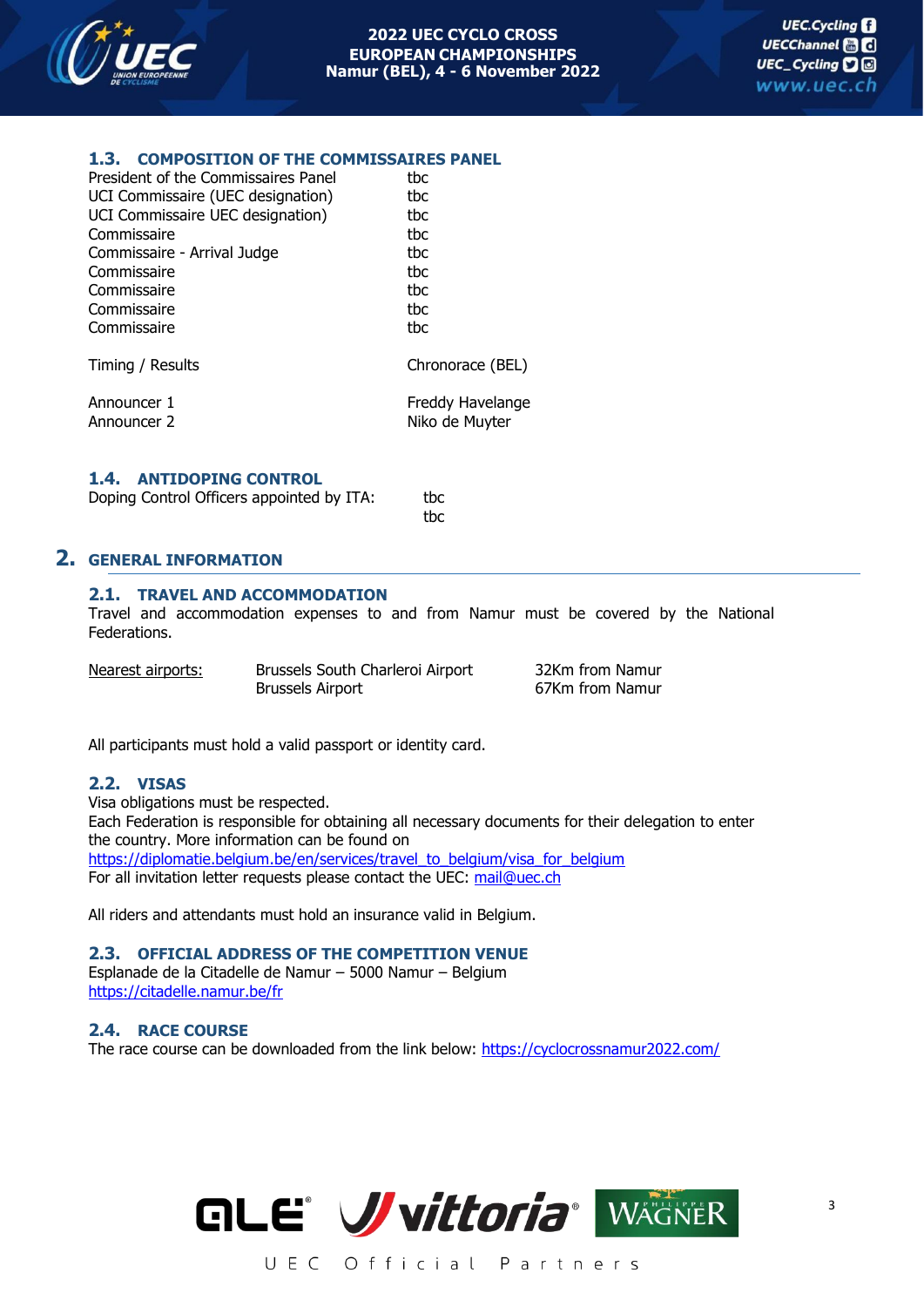### 1.3. COMPOSITION OF THE COMMISSAIRES PANEL

| | |
|---|---|
| President of the Commissaires Panel | tbc |
| UCI Commissaire (UEC designation) | tbc |
| UCI Commissaire UEC designation) | tbc |
| Commissaire | tbc |
| Commissaire - Arrival Judge | tbc |
| Commissaire | tbc |
| Commissaire | tbc |
| Commissaire | tbc |
| Commissaire | tbc |
| Timing / Results | Chronorace (BEL) |
| Announcer 1 | Freddy Havelange |
| Announcer 2 | Niko de Muyter |

### 1.4. ANTIDOPING CONTROL

Doping Control Officers appointed by ITA: tbc
tbc

## 2. GENERAL INFORMATION

### 2.1. TRAVEL AND ACCOMMODATION

Travel and accommodation expenses to and from Namur must be covered by the National Federations.

| Nearest airports: | | |
|---|---|---|
| | Brussels South Charleroi Airport | 32Km from Namur |
| | Brussels Airport | 67Km from Namur |

All participants must hold a valid passport or identity card.

### 2.2. VISAS

Visa obligations must be respected.
Each Federation is responsible for obtaining all necessary documents for their delegation to enter the country. More information can be found on
https://diplomatie.belgium.be/en/services/travel_to_belgium/visa_for_belgium
For all invitation letter requests please contact the UEC: mail@uec.ch

All riders and attendants must hold an insurance valid in Belgium.

### 2.3. OFFICIAL ADDRESS OF THE COMPETITION VENUE

Esplanade de la Citadelle de Namur – 5000 Namur – Belgium
https://citadelle.namur.be/fr

### 2.4. RACE COURSE

The race course can be downloaded from the link below: https://cyclocrossnamur2022.com/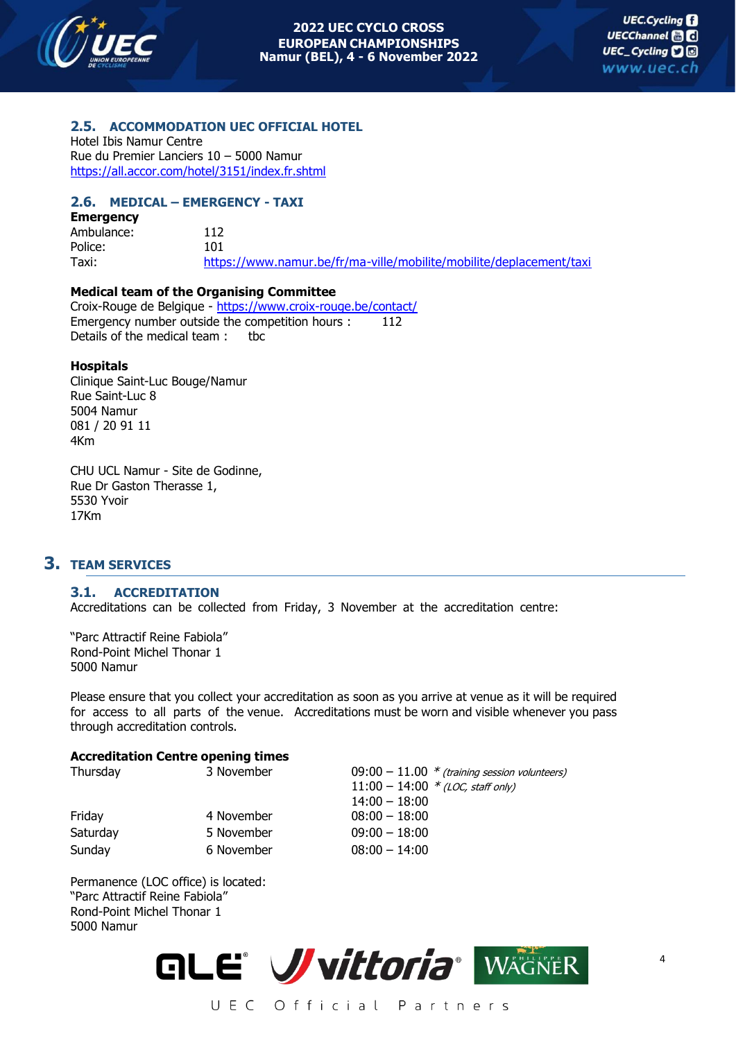### 2.5. ACCOMMODATION UEC OFFICIAL HOTEL

Hotel Ibis Namur Centre
Rue du Premier Lanciers 10 – 5000 Namur
https://all.accor.com/hotel/3151/index.fr.shtml

### 2.6. MEDICAL – EMERGENCY - TAXI

**Emergency**

| | |
|---|---|
| Ambulance: | 112 |
| Police: | 101 |
| Taxi: | https://www.namur.be/fr/ma-ville/mobilite/mobilite/deplacement/taxi |

**Medical team of the Organising Committee**

Croix-Rouge de Belgique - https://www.croix-rouge.be/contact/
Emergency number outside the competition hours : 112
Details of the medical team : tbc

**Hospitals**

Clinique Saint-Luc Bouge/Namur
Rue Saint-Luc 8
5004 Namur
081 / 20 91 11
4Km

CHU UCL Namur - Site de Godinne,
Rue Dr Gaston Therasse 1,
5530 Yvoir
17Km

## 3. TEAM SERVICES

### 3.1. ACCREDITATION

Accreditations can be collected from Friday, 3 November at the accreditation centre:

"Parc Attractif Reine Fabiola"
Rond-Point Michel Thonar 1
5000 Namur

Please ensure that you collect your accreditation as soon as you arrive at venue as it will be required for access to all parts of the venue. Accreditations must be worn and visible whenever you pass through accreditation controls.

**Accreditation Centre opening times**

| | | |
|---|---|---|
| Thursday | 3 November | 09:00 – 11.00 * *(training session volunteers)* |
| | | 11:00 – 14:00 * *(LOC, staff only)* |
| | | 14:00 – 18:00 |
| Friday | 4 November | 08:00 – 18:00 |
| Saturday | 5 November | 09:00 – 18:00 |
| Sunday | 6 November | 08:00 – 14:00 |

Permanence (LOC office) is located:
"Parc Attractif Reine Fabiola"
Rond-Point Michel Thonar 1
5000 Namur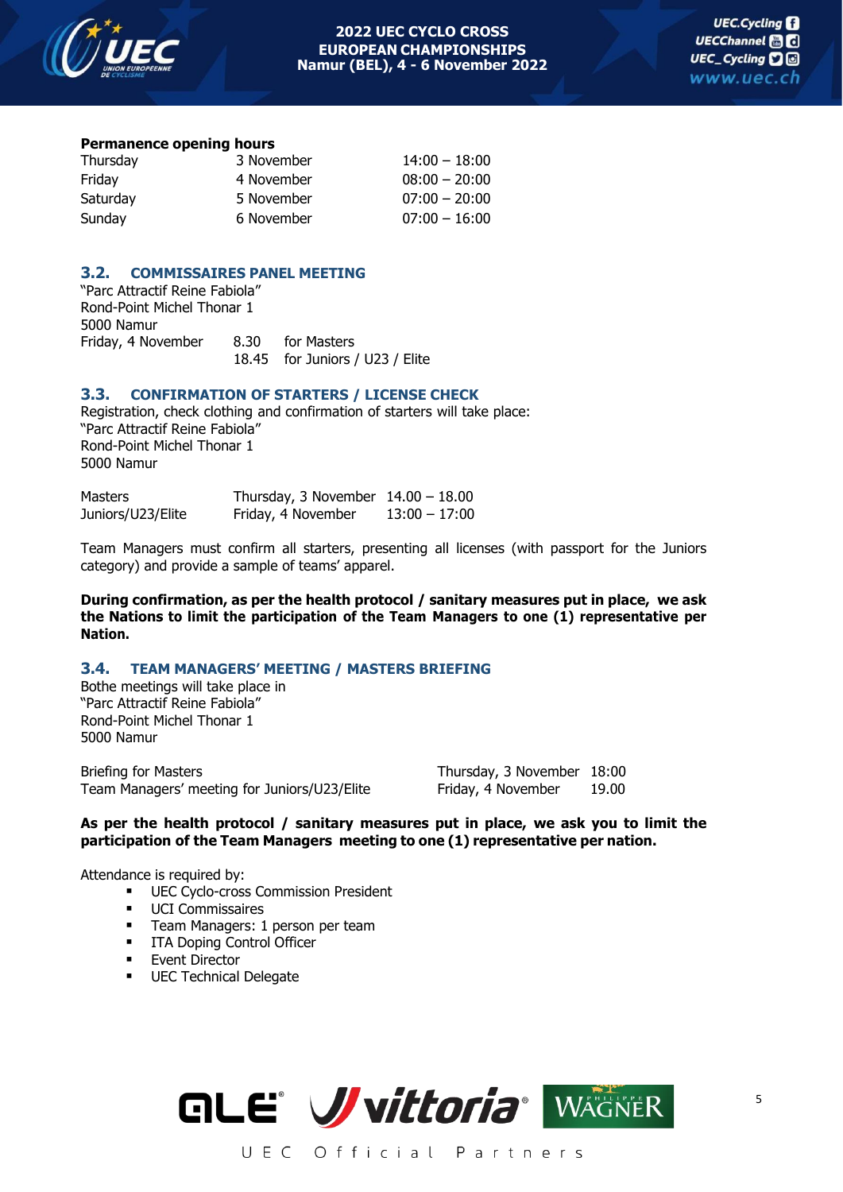**Permanence opening hours**

| | | |
|---|---|---|
| Thursday | 3 November | 14:00 – 18:00 |
| Friday | 4 November | 08:00 – 20:00 |
| Saturday | 5 November | 07:00 – 20:00 |
| Sunday | 6 November | 07:00 – 16:00 |

## 3.2. COMMISSAIRES PANEL MEETING

"Parc Attractif Reine Fabiola"
Rond-Point Michel Thonar 1
5000 Namur

| | | |
|---|---|---|
| Friday, 4 November | 8.30 | for Masters |
| | 18.45 | for Juniors / U23 / Elite |

## 3.3. CONFIRMATION OF STARTERS / LICENSE CHECK

Registration, check clothing and confirmation of starters will take place:
"Parc Attractif Reine Fabiola"
Rond-Point Michel Thonar 1
5000 Namur

| | | |
|---|---|---|
| Masters | Thursday, 3 November | 14.00 – 18.00 |
| Juniors/U23/Elite | Friday, 4 November | 13:00 – 17:00 |

Team Managers must confirm all starters, presenting all licenses (with passport for the Juniors category) and provide a sample of teams' apparel.

**During confirmation, as per the health protocol / sanitary measures put in place, we ask the Nations to limit the participation of the Team Managers to one (1) representative per Nation.**

## 3.4. TEAM MANAGERS' MEETING / MASTERS BRIEFING

Bothe meetings will take place in
"Parc Attractif Reine Fabiola"
Rond-Point Michel Thonar 1
5000 Namur

| | | |
|---|---|---|
| Briefing for Masters | Thursday, 3 November | 18:00 |
| Team Managers' meeting for Juniors/U23/Elite | Friday, 4 November | 19.00 |

**As per the health protocol / sanitary measures put in place, we ask you to limit the participation of the Team Managers meeting to one (1) representative per nation.**

Attendance is required by:

- UEC Cyclo-cross Commission President
- UCI Commissaires
- Team Managers: 1 person per team
- ITA Doping Control Officer
- Event Director
- UEC Technical Delegate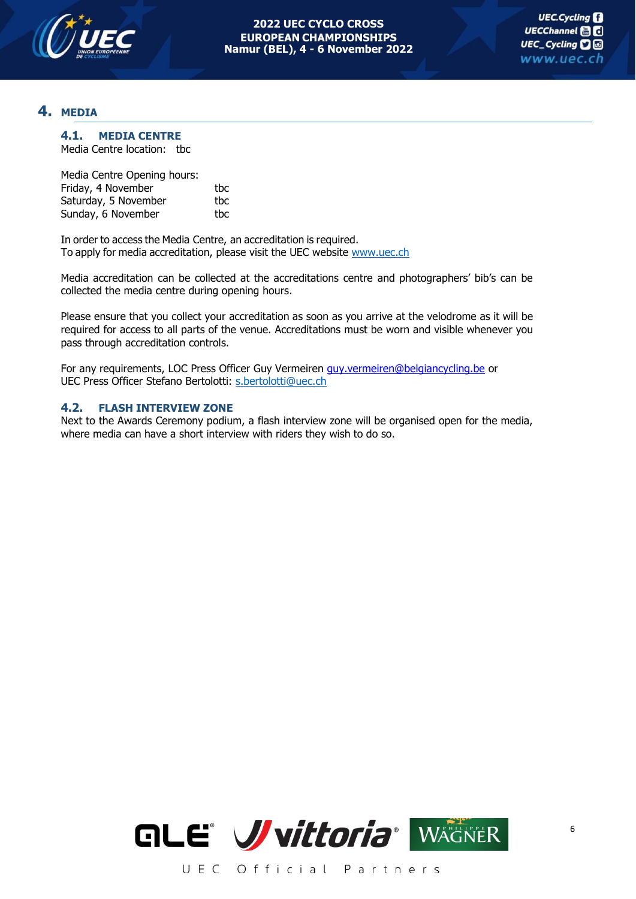# 4. MEDIA

## 4.1. MEDIA CENTRE

Media Centre location: tbc

Media Centre Opening hours:

| | |
|---|---|
| Friday, 4 November | tbc |
| Saturday, 5 November | tbc |
| Sunday, 6 November | tbc |

In order to access the Media Centre, an accreditation is required.
To apply for media accreditation, please visit the UEC website www.uec.ch

Media accreditation can be collected at the accreditations centre and photographers' bib's can be collected the media centre during opening hours.

Please ensure that you collect your accreditation as soon as you arrive at the velodrome as it will be required for access to all parts of the venue. Accreditations must be worn and visible whenever you pass through accreditation controls.

For any requirements, LOC Press Officer Guy Vermeiren guy.vermeiren@belgiancycling.be or
UEC Press Officer Stefano Bertolotti: s.bertolotti@uec.ch

## 4.2. FLASH INTERVIEW ZONE

Next to the Awards Ceremony podium, a flash interview zone will be organised open for the media, where media can have a short interview with riders they wish to do so.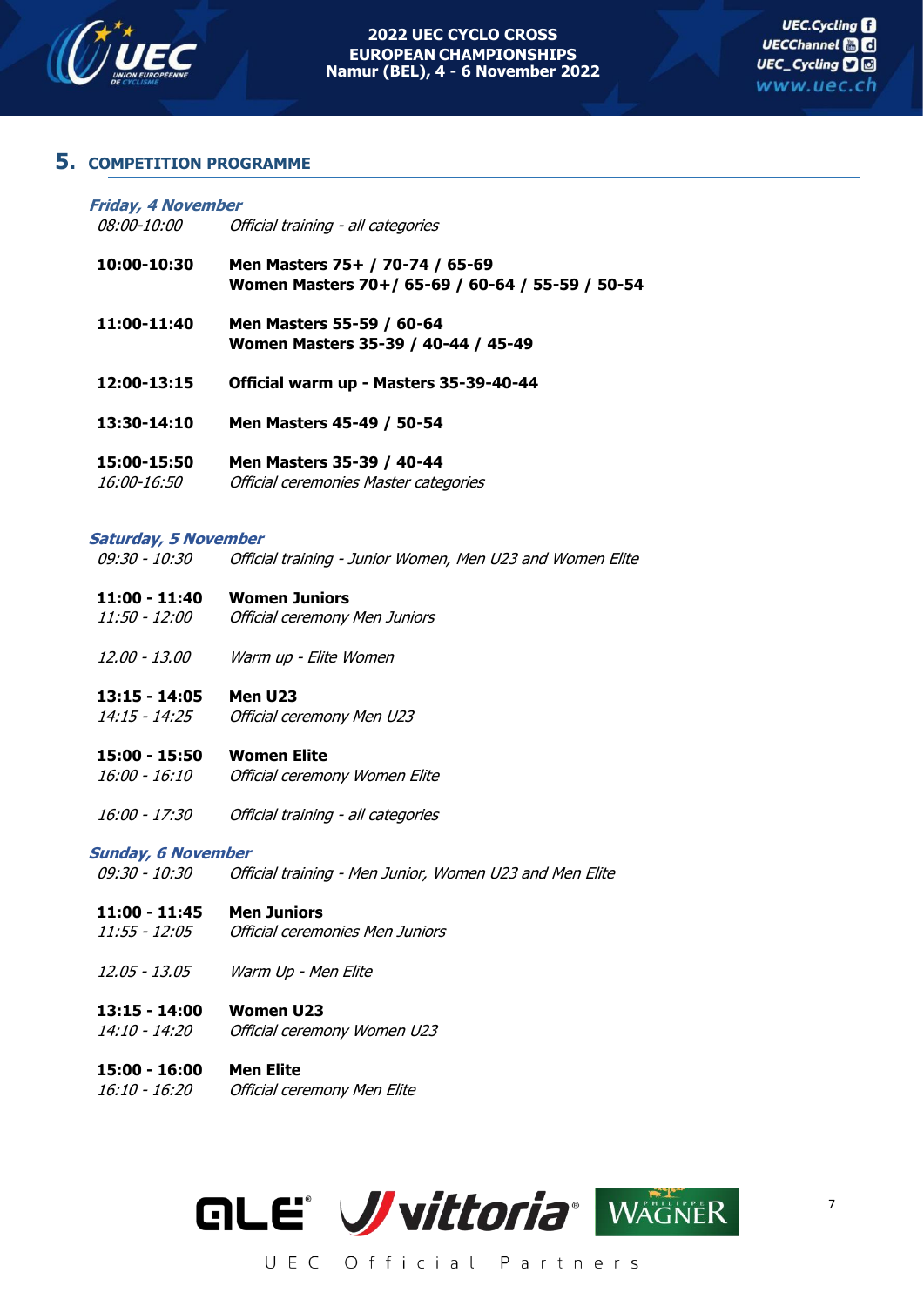## 5. COMPETITION PROGRAMME

***Friday, 4 November***

| | |
|---|---|
| *08:00-10:00* | *Official training - all categories* |
| **10:00-10:30** | **Men Masters 75+ / 70-74 / 65-69**<br>**Women Masters 70+/ 65-69 / 60-64 / 55-59 / 50-54** |
| **11:00-11:40** | **Men Masters 55-59 / 60-64**<br>**Women Masters 35-39 / 40-44 / 45-49** |
| **12:00-13:15** | **Official warm up - Masters 35-39-40-44** |
| **13:30-14:10** | **Men Masters 45-49 / 50-54** |
| **15:00-15:50** | **Men Masters 35-39 / 40-44** |
| *16:00-16:50* | *Official ceremonies Master categories* |

***Saturday, 5 November***

| | |
|---|---|
| *09:30 - 10:30* | *Official training - Junior Women, Men U23 and Women Elite* |
| **11:00 - 11:40** | **Women Juniors** |
| *11:50 - 12:00* | *Official ceremony Men Juniors* |
| *12.00 - 13.00* | *Warm up - Elite Women* |
| **13:15 - 14:05** | **Men U23** |
| *14:15 - 14:25* | *Official ceremony Men U23* |
| **15:00 - 15:50** | **Women Elite** |
| *16:00 - 16:10* | *Official ceremony Women Elite* |
| *16:00 - 17:30* | *Official training - all categories* |

***Sunday, 6 November***

| | |
|---|---|
| *09:30 - 10:30* | *Official training - Men Junior, Women U23 and Men Elite* |
| **11:00 - 11:45** | **Men Juniors** |
| *11:55 - 12:05* | *Official ceremonies Men Juniors* |
| *12.05 - 13.05* | *Warm Up - Men Elite* |
| **13:15 - 14:00** | **Women U23** |
| *14:10 - 14:20* | *Official ceremony Women U23* |
| **15:00 - 16:00** | **Men Elite** |
| *16:10 - 16:20* | *Official ceremony Men Elite* |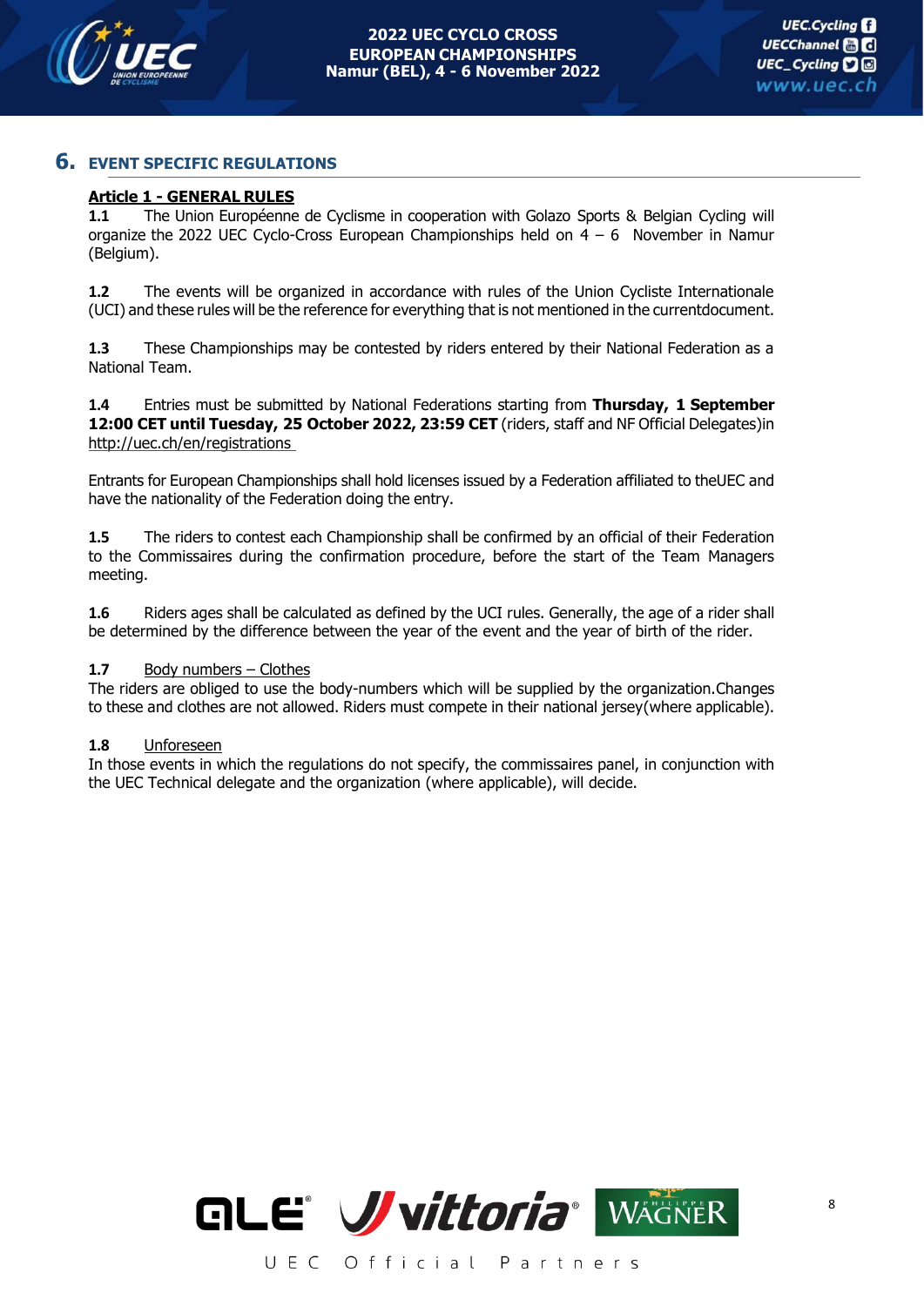## 6. EVENT SPECIFIC REGULATIONS

### Article 1 - GENERAL RULES

**1.1** The Union Européenne de Cyclisme in cooperation with Golazo Sports & Belgian Cycling will organize the 2022 UEC Cyclo-Cross European Championships held on 4 – 6 November in Namur (Belgium).

**1.2** The events will be organized in accordance with rules of the Union Cycliste Internationale (UCI) and these rules will be the reference for everything that is not mentioned in the currentdocument.

**1.3** These Championships may be contested by riders entered by their National Federation as a National Team.

**1.4** Entries must be submitted by National Federations starting from **Thursday, 1 September 12:00 CET until Tuesday, 25 October 2022, 23:59 CET** (riders, staff and NF Official Delegates)in http://uec.ch/en/registrations

Entrants for European Championships shall hold licenses issued by a Federation affiliated to theUEC and have the nationality of the Federation doing the entry.

**1.5** The riders to contest each Championship shall be confirmed by an official of their Federation to the Commissaires during the confirmation procedure, before the start of the Team Managers meeting.

**1.6** Riders ages shall be calculated as defined by the UCI rules. Generally, the age of a rider shall be determined by the difference between the year of the event and the year of birth of the rider.

**1.7** Body numbers – Clothes

The riders are obliged to use the body-numbers which will be supplied by the organization.Changes to these and clothes are not allowed. Riders must compete in their national jersey(where applicable).

**1.8** Unforeseen

In those events in which the regulations do not specify, the commissaires panel, in conjunction with the UEC Technical delegate and the organization (where applicable), will decide.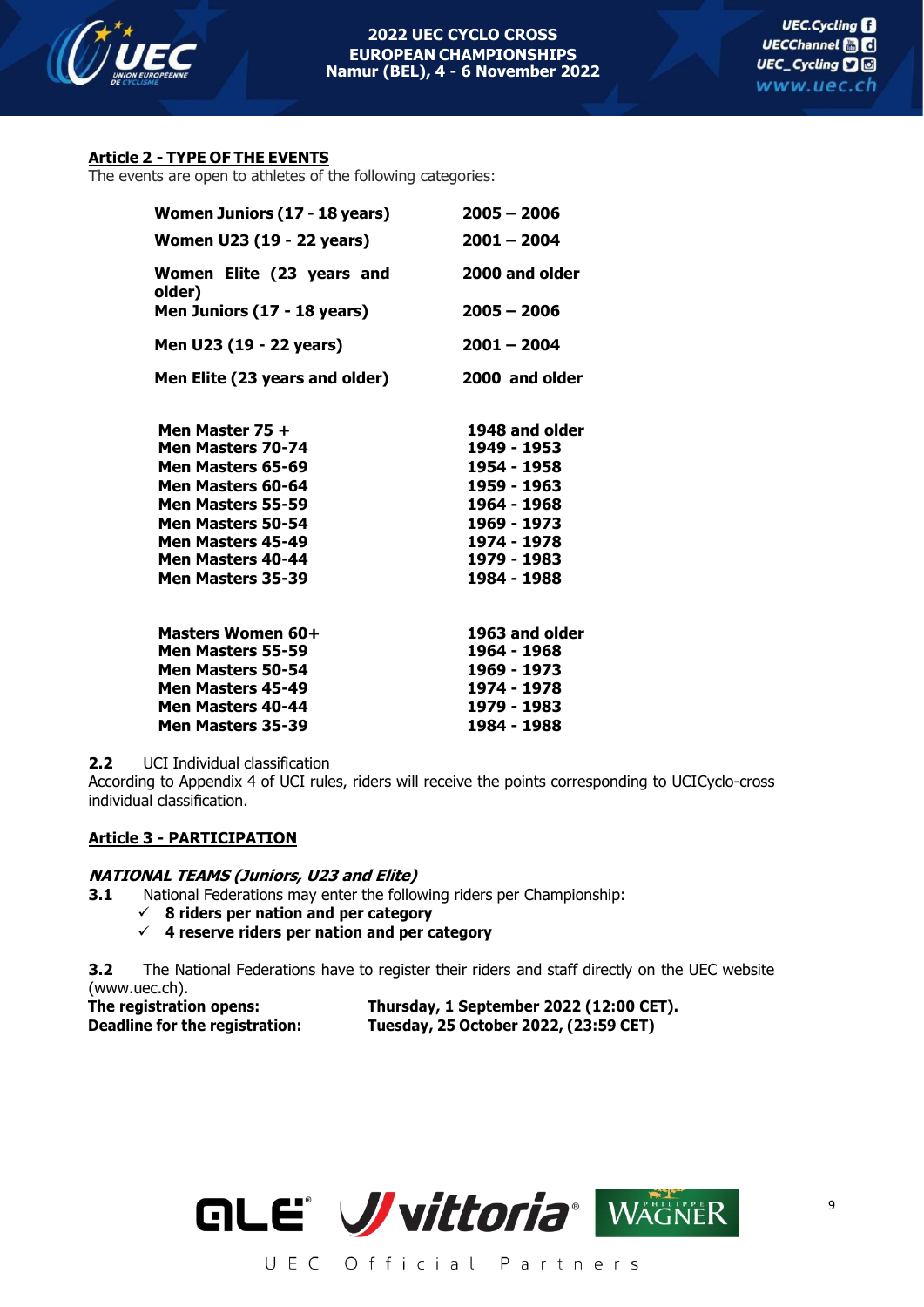**Article 2 - TYPE OF THE EVENTS**

The events are open to athletes of the following categories:

| | |
|---|---|
| **Women Juniors (17 - 18 years)** | **2005 – 2006** |
| **Women U23 (19 - 22 years)** | **2001 – 2004** |
| **Women Elite (23 years and older)** | **2000 and older** |
| **Men Juniors (17 - 18 years)** | **2005 – 2006** |
| **Men U23 (19 - 22 years)** | **2001 – 2004** |
| **Men Elite (23 years and older)** | **2000 and older** |

| | |
|---|---|
| **Men Master 75 +** | **1948 and older** |
| **Men Masters 70-74** | **1949 - 1953** |
| **Men Masters 65-69** | **1954 - 1958** |
| **Men Masters 60-64** | **1959 - 1963** |
| **Men Masters 55-59** | **1964 - 1968** |
| **Men Masters 50-54** | **1969 - 1973** |
| **Men Masters 45-49** | **1974 - 1978** |
| **Men Masters 40-44** | **1979 - 1983** |
| **Men Masters 35-39** | **1984 - 1988** |

| | |
|---|---|
| **Masters Women 60+** | **1963 and older** |
| **Men Masters 55-59** | **1964 - 1968** |
| **Men Masters 50-54** | **1969 - 1973** |
| **Men Masters 45-49** | **1974 - 1978** |
| **Men Masters 40-44** | **1979 - 1983** |
| **Men Masters 35-39** | **1984 - 1988** |

**2.2** UCI Individual classification

According to Appendix 4 of UCI rules, riders will receive the points corresponding to UCICyclo-cross individual classification.

**Article 3 - PARTICIPATION**

***NATIONAL TEAMS (Juniors, U23 and Elite)***

**3.1** National Federations may enter the following riders per Championship:

- ✓ **8 riders per nation and per category**
- ✓ **4 reserve riders per nation and per category**

**3.2** The National Federations have to register their riders and staff directly on the UEC website (www.uec.ch).

**The registration opens:** **Thursday, 1 September 2022 (12:00 CET).**
**Deadline for the registration:** **Tuesday, 25 October 2022, (23:59 CET)**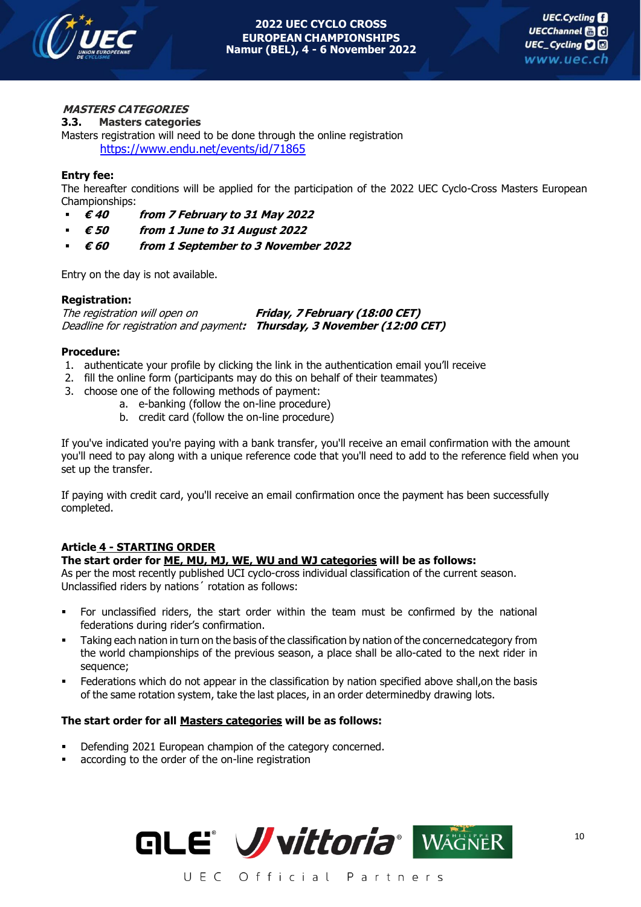***MASTERS CATEGORIES***

**3.3. Masters categories**

Masters registration will need to be done through the online registration
https://www.endu.net/events/id/71865

**Entry fee:**

The hereafter conditions will be applied for the participation of the 2022 UEC Cyclo-Cross Masters European Championships:

- ***€ 40 from 7 February to 31 May 2022***
- ***€ 50 from 1 June to 31 August 2022***
- ***€ 60 from 1 September to 3 November 2022***

Entry on the day is not available.

**Registration:**

*The registration will open on* ***Friday, 7 February (18:00 CET)***
*Deadline for registration and payment**:*** ***Thursday, 3 November (12:00 CET)***

**Procedure:**

1. authenticate your profile by clicking the link in the authentication email you'll receive
2. fill the online form (participants may do this on behalf of their teammates)
3. choose one of the following methods of payment:
   a. e-banking (follow the on-line procedure)
   b. credit card (follow the on-line procedure)

If you've indicated you're paying with a bank transfer, you'll receive an email confirmation with the amount you'll need to pay along with a unique reference code that you'll need to add to the reference field when you set up the transfer.

If paying with credit card, you'll receive an email confirmation once the payment has been successfully completed.

**Article 4 - STARTING ORDER**

**The start order for ME, MU, MJ, WE, WU and WJ categories will be as follows:**

As per the most recently published UCI cyclo-cross individual classification of the current season.
Unclassified riders by nations´ rotation as follows:

- For unclassified riders, the start order within the team must be confirmed by the national federations during rider's confirmation.
- Taking each nation in turn on the basis of the classification by nation of the concernedcategory from the world championships of the previous season, a place shall be allo-cated to the next rider in sequence;
- Federations which do not appear in the classification by nation specified above shall,on the basis of the same rotation system, take the last places, in an order determinedby drawing lots.

**The start order for all Masters categories will be as follows:**

- Defending 2021 European champion of the category concerned.
- according to the order of the on-line registration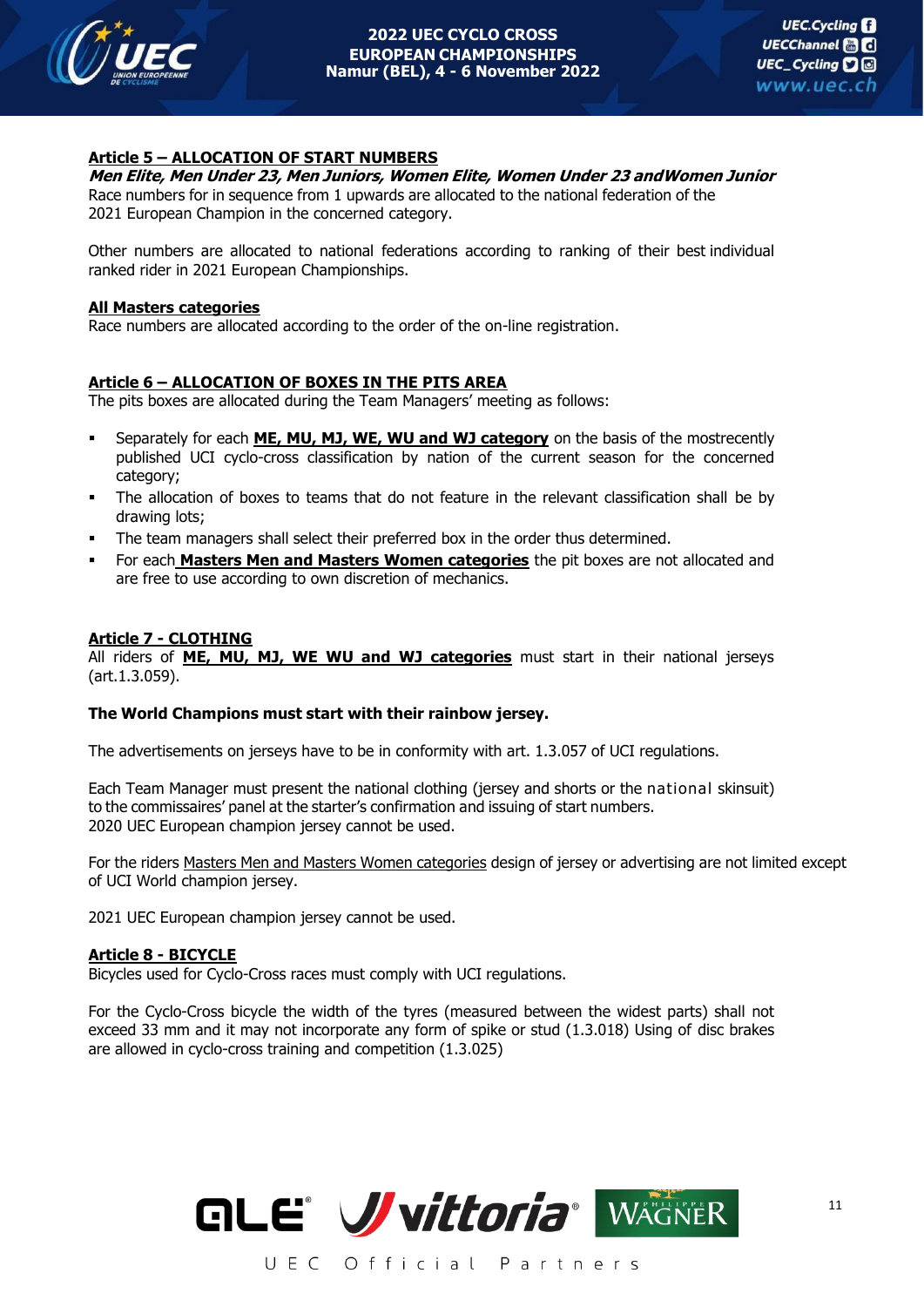**Article 5 – ALLOCATION OF START NUMBERS**

***Men Elite, Men Under 23, Men Juniors, Women Elite, Women Under 23 andWomen Junior***

Race numbers for in sequence from 1 upwards are allocated to the national federation of the 2021 European Champion in the concerned category.

Other numbers are allocated to national federations according to ranking of their best individual ranked rider in 2021 European Championships.

**All Masters categories**

Race numbers are allocated according to the order of the on-line registration.

**Article 6 – ALLOCATION OF BOXES IN THE PITS AREA**

The pits boxes are allocated during the Team Managers' meeting as follows:

- Separately for each **ME, MU, MJ, WE, WU and WJ category** on the basis of the mostrecently published UCI cyclo-cross classification by nation of the current season for the concerned category;
- The allocation of boxes to teams that do not feature in the relevant classification shall be by drawing lots;
- The team managers shall select their preferred box in the order thus determined.
- For each **Masters Men and Masters Women categories** the pit boxes are not allocated and are free to use according to own discretion of mechanics.

**Article 7 - CLOTHING**

All riders of **ME, MU, MJ, WE WU and WJ categories** must start in their national jerseys (art.1.3.059).

**The World Champions must start with their rainbow jersey.**

The advertisements on jerseys have to be in conformity with art. 1.3.057 of UCI regulations.

Each Team Manager must present the national clothing (jersey and shorts or the national skinsuit) to the commissaires' panel at the starter's confirmation and issuing of start numbers.
2020 UEC European champion jersey cannot be used.

For the riders Masters Men and Masters Women categories design of jersey or advertising are not limited except of UCI World champion jersey.

2021 UEC European champion jersey cannot be used.

**Article 8 - BICYCLE**

Bicycles used for Cyclo-Cross races must comply with UCI regulations.

For the Cyclo-Cross bicycle the width of the tyres (measured between the widest parts) shall not exceed 33 mm and it may not incorporate any form of spike or stud (1.3.018) Using of disc brakes are allowed in cyclo-cross training and competition (1.3.025)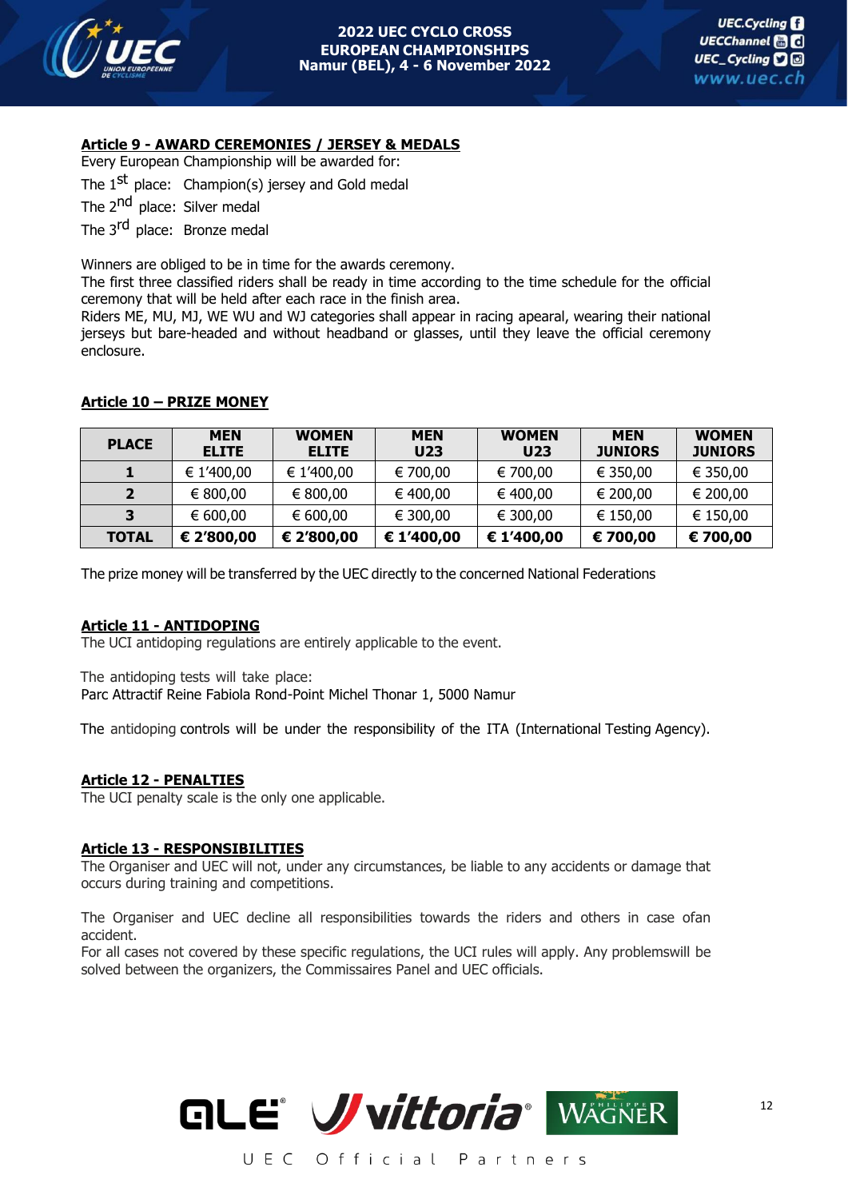## Article 9 - AWARD CEREMONIES / JERSEY & MEDALS

Every European Championship will be awarded for:

The 1st place: Champion(s) jersey and Gold medal

The 2nd place: Silver medal

The 3rd place: Bronze medal

Winners are obliged to be in time for the awards ceremony.
The first three classified riders shall be ready in time according to the time schedule for the official ceremony that will be held after each race in the finish area.
Riders ME, MU, MJ, WE WU and WJ categories shall appear in racing apearal, wearing their national jerseys but bare-headed and without headband or glasses, until they leave the official ceremony enclosure.

## Article 10 – PRIZE MONEY

| PLACE | MEN ELITE | WOMEN ELITE | MEN U23 | WOMEN U23 | MEN JUNIORS | WOMEN JUNIORS |
|---|---|---|---|---|---|---|
| 1 | € 1'400,00 | € 1'400,00 | € 700,00 | € 700,00 | € 350,00 | € 350,00 |
| 2 | € 800,00 | € 800,00 | € 400,00 | € 400,00 | € 200,00 | € 200,00 |
| 3 | € 600,00 | € 600,00 | € 300,00 | € 300,00 | € 150,00 | € 150,00 |
| **TOTAL** | **€ 2'800,00** | **€ 2'800,00** | **€ 1'400,00** | **€ 1'400,00** | **€ 700,00** | **€ 700,00** |

The prize money will be transferred by the UEC directly to the concerned National Federations

## Article 11 - ANTIDOPING

The UCI antidoping regulations are entirely applicable to the event.

The antidoping tests will take place:
Parc Attractif Reine Fabiola Rond-Point Michel Thonar 1, 5000 Namur

The antidoping controls will be under the responsibility of the ITA (International Testing Agency).

## Article 12 - PENALTIES

The UCI penalty scale is the only one applicable.

## Article 13 - RESPONSIBILITIES

The Organiser and UEC will not, under any circumstances, be liable to any accidents or damage that occurs during training and competitions.

The Organiser and UEC decline all responsibilities towards the riders and others in case ofan accident.
For all cases not covered by these specific regulations, the UCI rules will apply. Any problemswill be solved between the organizers, the Commissaires Panel and UEC officials.